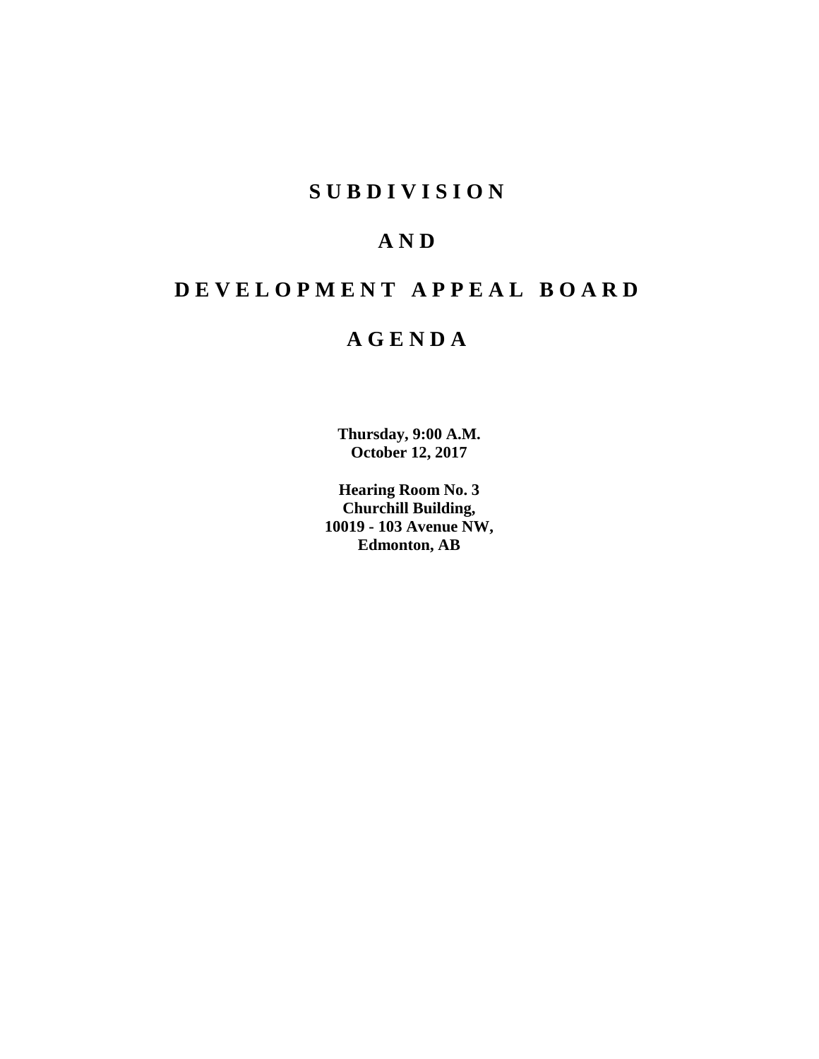# S U B D I V I S I O N

# A N D

# D E V E L O P M E N T   A P P E A L   B O A R D

# A G E N D A

**Thursday, 9:00 A.M.**
**October 12, 2017**

**Hearing Room No. 3**
**Churchill Building,**
**10019 - 103 Avenue NW,**
**Edmonton, AB**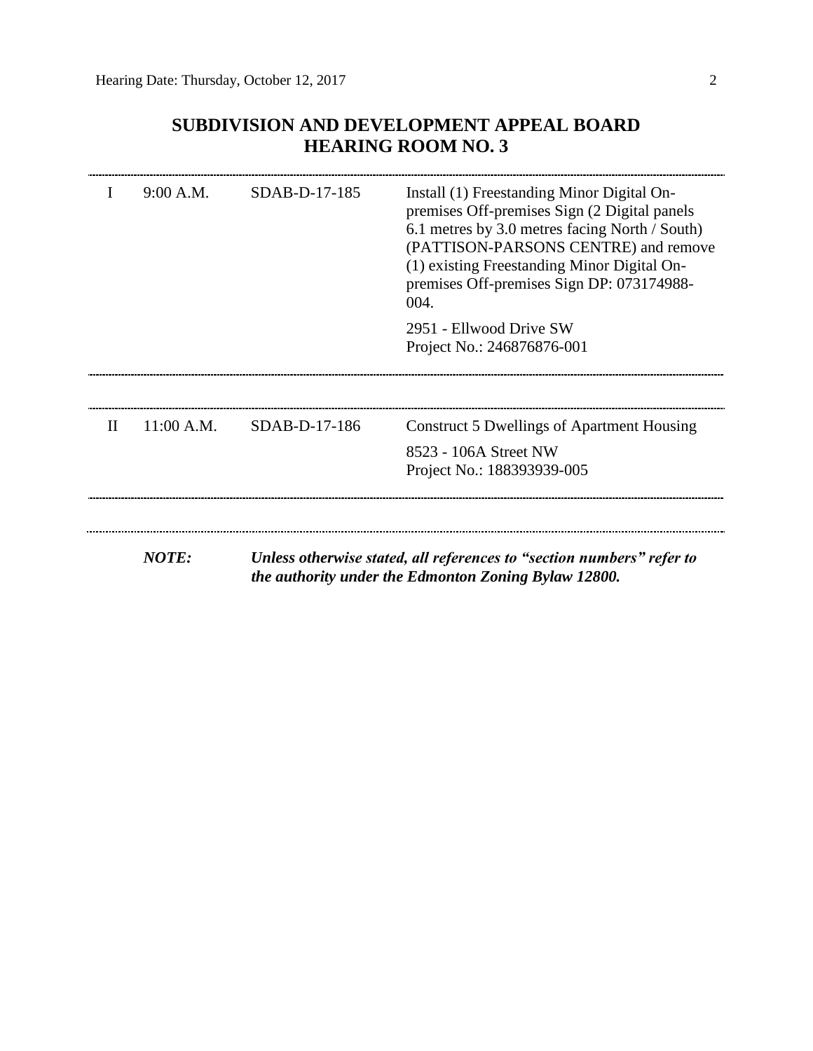# SUBDIVISION AND DEVELOPMENT APPEAL BOARD
# HEARING ROOM NO. 3

| | | | |
|---|---|---|---|
| I | 9:00 A.M. | SDAB-D-17-185 | Install (1) Freestanding Minor Digital On-premises Off-premises Sign (2 Digital panels 6.1 metres by 3.0 metres facing North / South) (PATTISON-PARSONS CENTRE) and remove (1) existing Freestanding Minor Digital On-premises Off-premises Sign DP: 073174988-004.<br><br>2951 - Ellwood Drive SW<br>Project No.: 246876876-001 |
| II | 11:00 A.M. | SDAB-D-17-186 | Construct 5 Dwellings of Apartment Housing<br><br>8523 - 106A Street NW<br>Project No.: 188393939-005 |

***NOTE:*** ***Unless otherwise stated, all references to "section numbers" refer to the authority under the Edmonton Zoning Bylaw 12800.***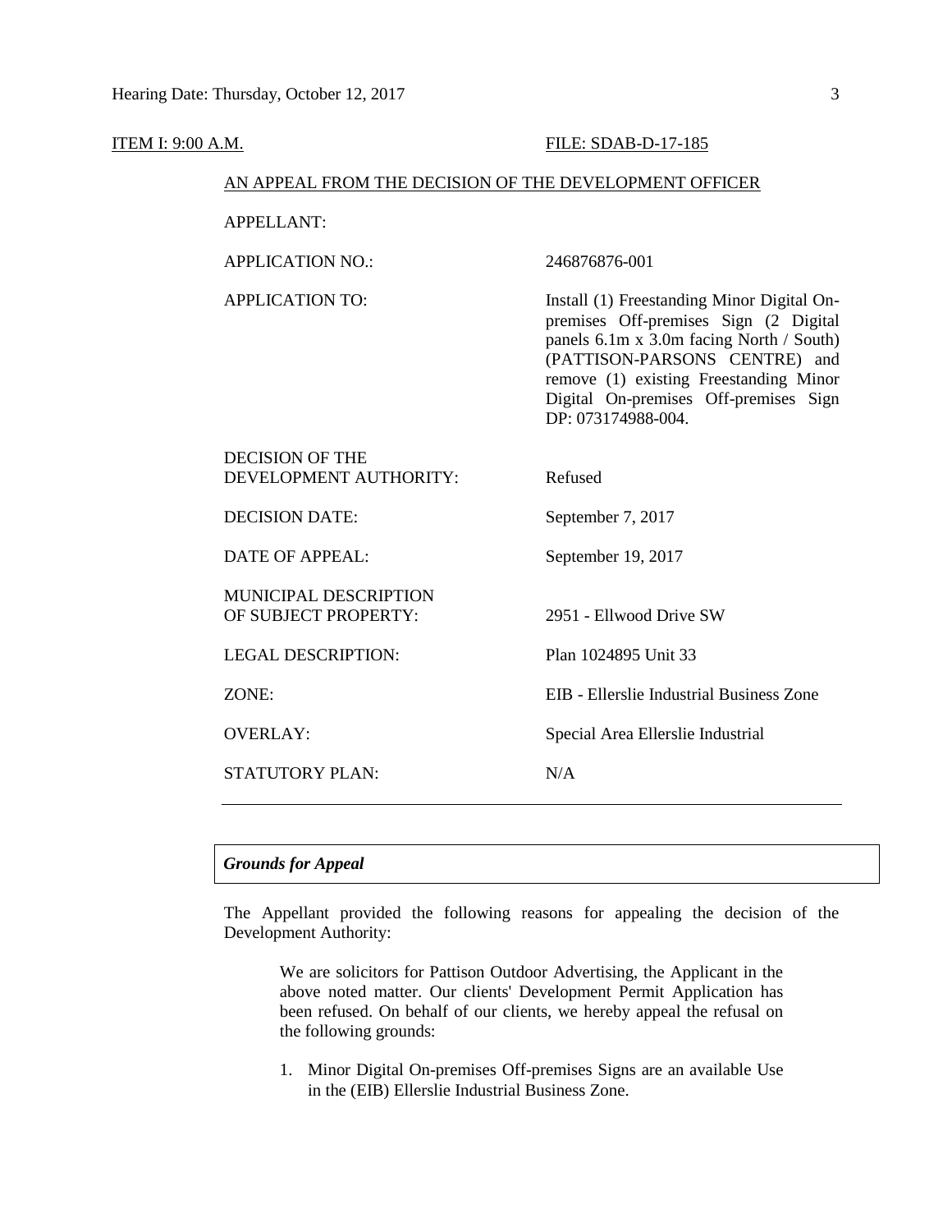ITEM I: 9:00 A.M. FILE: SDAB-D-17-185

AN APPEAL FROM THE DECISION OF THE DEVELOPMENT OFFICER

| | |
|---|---|
| APPELLANT: | |
| APPLICATION NO.: | 246876876-001 |
| APPLICATION TO: | Install (1) Freestanding Minor Digital On-premises Off-premises Sign (2 Digital panels 6.1m x 3.0m facing North / South) (PATTISON-PARSONS CENTRE) and remove (1) existing Freestanding Minor Digital On-premises Off-premises Sign DP: 073174988-004. |
| DECISION OF THE DEVELOPMENT AUTHORITY: | Refused |
| DECISION DATE: | September 7, 2017 |
| DATE OF APPEAL: | September 19, 2017 |
| MUNICIPAL DESCRIPTION OF SUBJECT PROPERTY: | 2951 - Ellwood Drive SW |
| LEGAL DESCRIPTION: | Plan 1024895 Unit 33 |
| ZONE: | EIB - Ellerslie Industrial Business Zone |
| OVERLAY: | Special Area Ellerslie Industrial |
| STATUTORY PLAN: | N/A |

## *Grounds for Appeal*

The Appellant provided the following reasons for appealing the decision of the Development Authority:

> We are solicitors for Pattison Outdoor Advertising, the Applicant in the above noted matter. Our clients' Development Permit Application has been refused. On behalf of our clients, we hereby appeal the refusal on the following grounds:
>
> 1. Minor Digital On-premises Off-premises Signs are an available Use in the (EIB) Ellerslie Industrial Business Zone.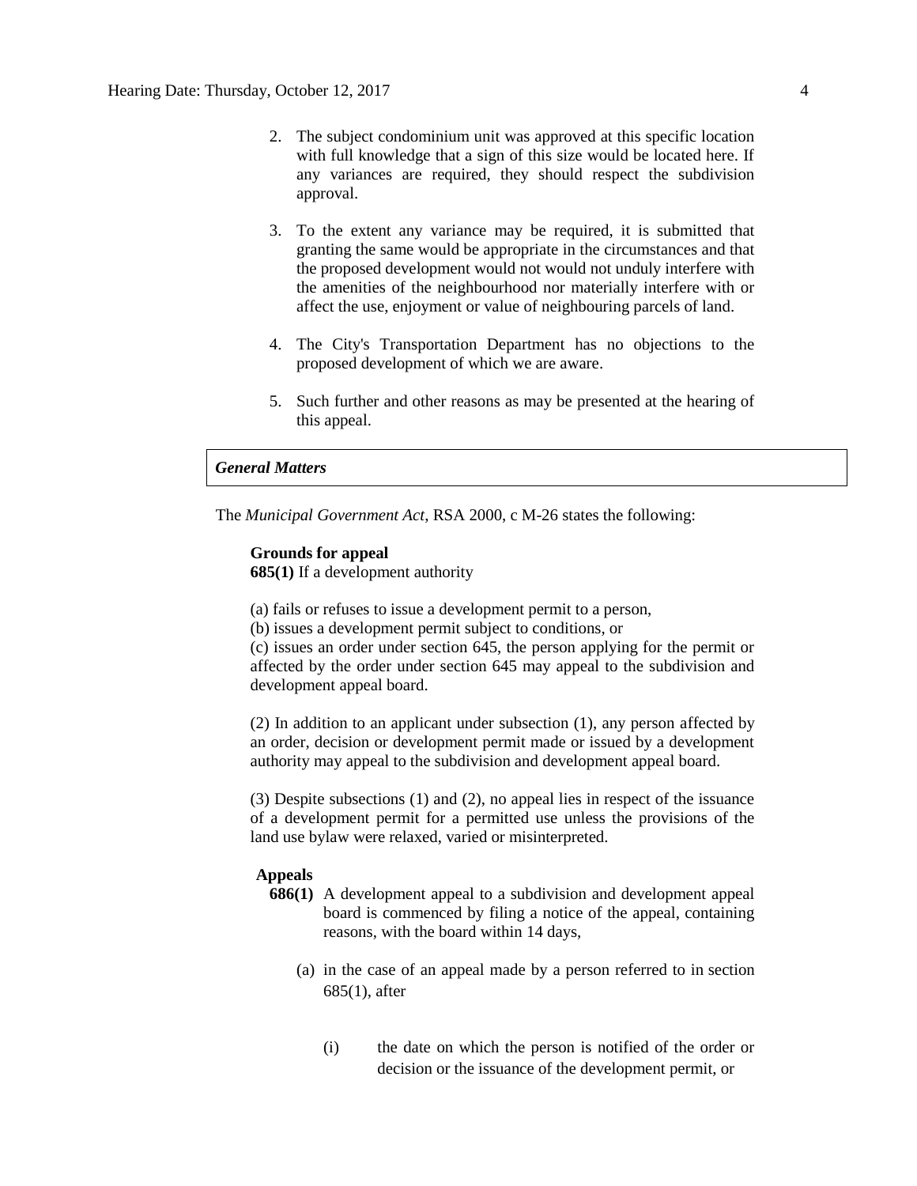2. The subject condominium unit was approved at this specific location with full knowledge that a sign of this size would be located here. If any variances are required, they should respect the subdivision approval.

3. To the extent any variance may be required, it is submitted that granting the same would be appropriate in the circumstances and that the proposed development would not would not unduly interfere with the amenities of the neighbourhood nor materially interfere with or affect the use, enjoyment or value of neighbouring parcels of land.

4. The City's Transportation Department has no objections to the proposed development of which we are aware.

5. Such further and other reasons as may be presented at the hearing of this appeal.

### *General Matters*

The *Municipal Government Act*, RSA 2000, c M-26 states the following:

**Grounds for appeal**
**685(1)** If a development authority

(a) fails or refuses to issue a development permit to a person,
(b) issues a development permit subject to conditions, or
(c) issues an order under section 645, the person applying for the permit or affected by the order under section 645 may appeal to the subdivision and development appeal board.

(2) In addition to an applicant under subsection (1), any person affected by an order, decision or development permit made or issued by a development authority may appeal to the subdivision and development appeal board.

(3) Despite subsections (1) and (2), no appeal lies in respect of the issuance of a development permit for a permitted use unless the provisions of the land use bylaw were relaxed, varied or misinterpreted.

**Appeals**
**686(1)** A development appeal to a subdivision and development appeal board is commenced by filing a notice of the appeal, containing reasons, with the board within 14 days,

(a) in the case of an appeal made by a person referred to in section 685(1), after

(i) the date on which the person is notified of the order or decision or the issuance of the development permit, or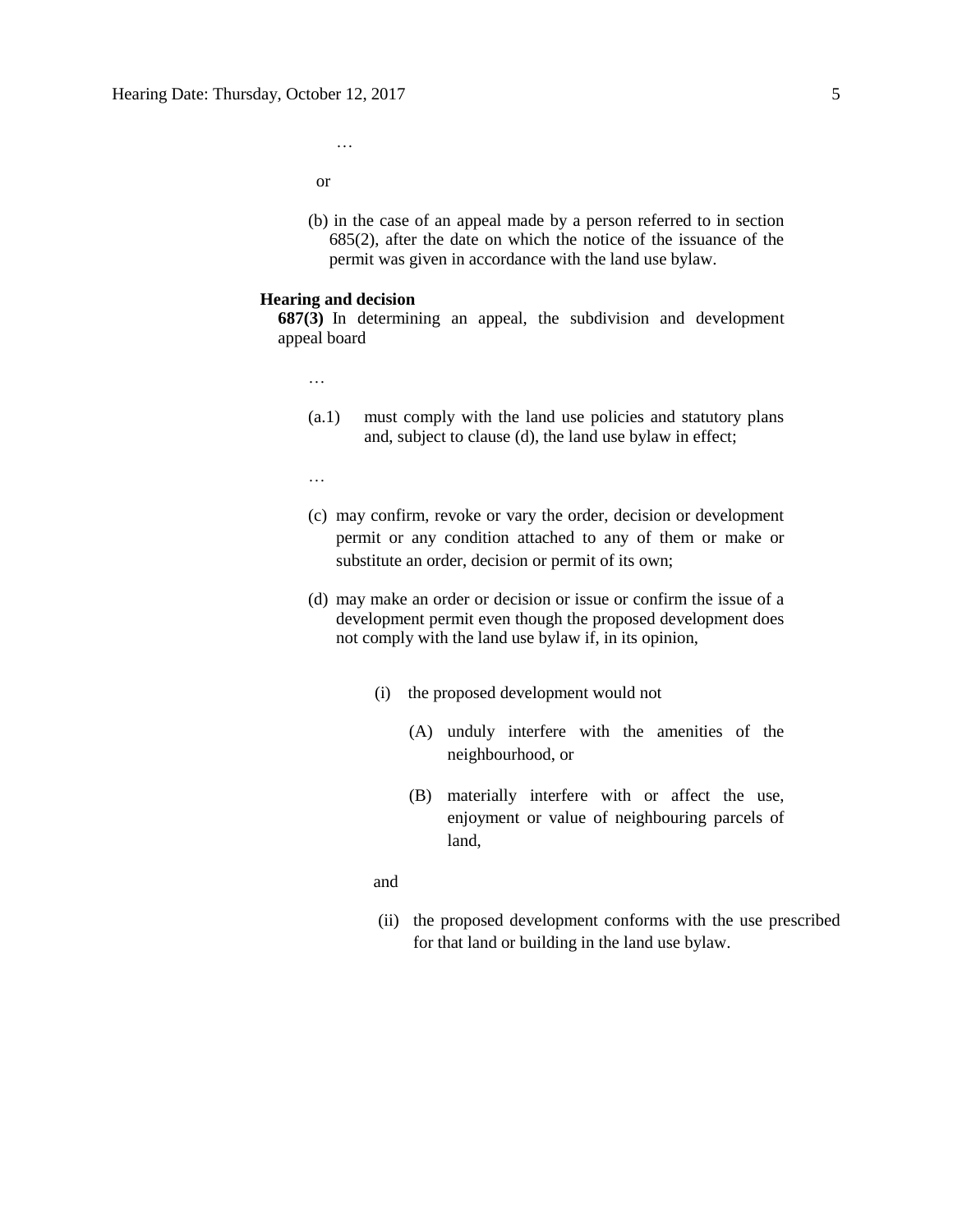…

or

(b) in the case of an appeal made by a person referred to in section 685(2), after the date on which the notice of the issuance of the permit was given in accordance with the land use bylaw.

**Hearing and decision**

**687(3)** In determining an appeal, the subdivision and development appeal board

…

(a.1) must comply with the land use policies and statutory plans and, subject to clause (d), the land use bylaw in effect;

…

(c) may confirm, revoke or vary the order, decision or development permit or any condition attached to any of them or make or substitute an order, decision or permit of its own;

(d) may make an order or decision or issue or confirm the issue of a development permit even though the proposed development does not comply with the land use bylaw if, in its opinion,

(i) the proposed development would not

(A) unduly interfere with the amenities of the neighbourhood, or

(B) materially interfere with or affect the use, enjoyment or value of neighbouring parcels of land,

and

(ii) the proposed development conforms with the use prescribed for that land or building in the land use bylaw.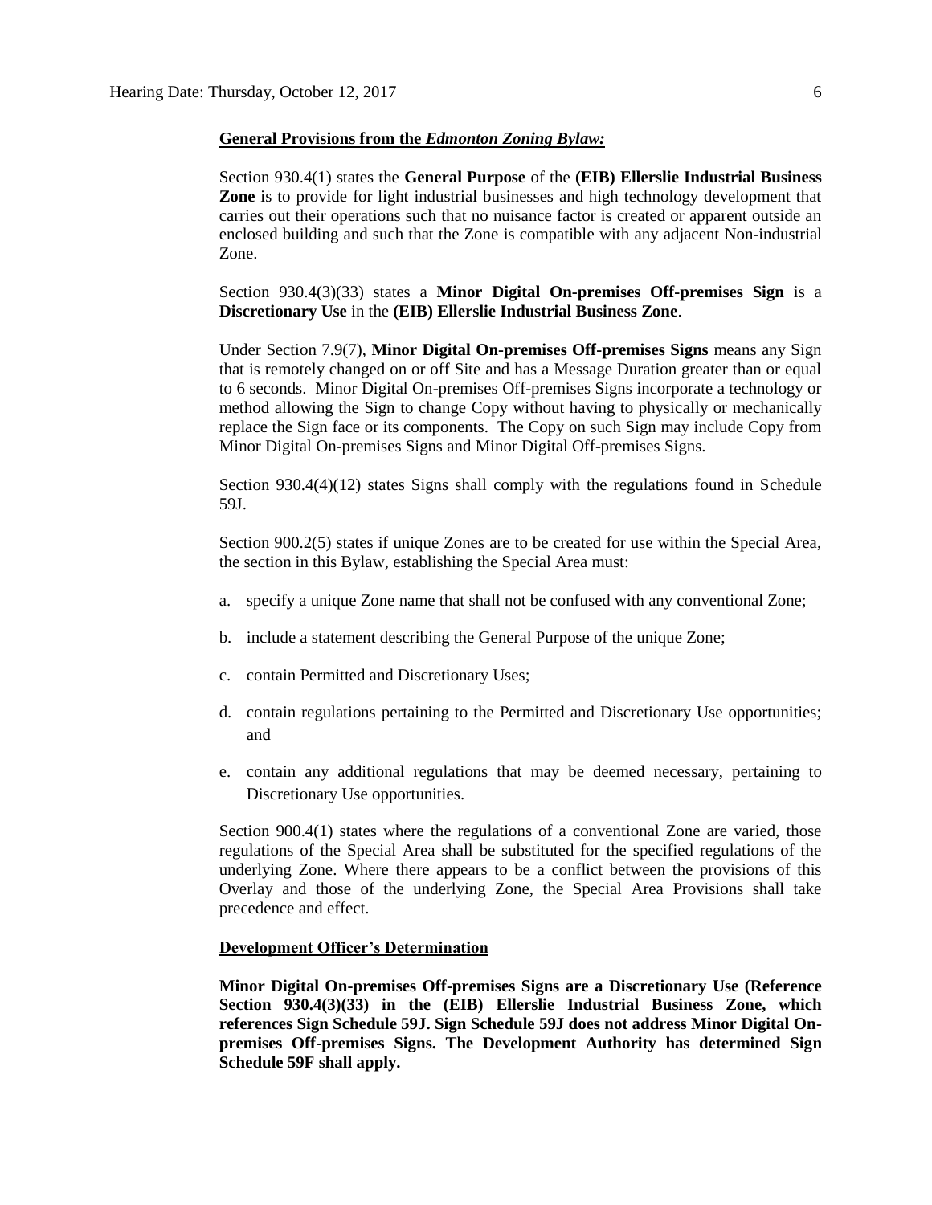**General Provisions from the *Edmonton Zoning Bylaw:***

Section 930.4(1) states the **General Purpose** of the **(EIB) Ellerslie Industrial Business Zone** is to provide for light industrial businesses and high technology development that carries out their operations such that no nuisance factor is created or apparent outside an enclosed building and such that the Zone is compatible with any adjacent Non-industrial Zone.

Section 930.4(3)(33) states a **Minor Digital On-premises Off-premises Sign** is a **Discretionary Use** in the **(EIB) Ellerslie Industrial Business Zone**.

Under Section 7.9(7), **Minor Digital On-premises Off-premises Signs** means any Sign that is remotely changed on or off Site and has a Message Duration greater than or equal to 6 seconds. Minor Digital On-premises Off-premises Signs incorporate a technology or method allowing the Sign to change Copy without having to physically or mechanically replace the Sign face or its components. The Copy on such Sign may include Copy from Minor Digital On-premises Signs and Minor Digital Off-premises Signs.

Section 930.4(4)(12) states Signs shall comply with the regulations found in Schedule 59J.

Section 900.2(5) states if unique Zones are to be created for use within the Special Area, the section in this Bylaw, establishing the Special Area must:

a. specify a unique Zone name that shall not be confused with any conventional Zone;

b. include a statement describing the General Purpose of the unique Zone;

c. contain Permitted and Discretionary Uses;

d. contain regulations pertaining to the Permitted and Discretionary Use opportunities; and

e. contain any additional regulations that may be deemed necessary, pertaining to Discretionary Use opportunities.

Section 900.4(1) states where the regulations of a conventional Zone are varied, those regulations of the Special Area shall be substituted for the specified regulations of the underlying Zone. Where there appears to be a conflict between the provisions of this Overlay and those of the underlying Zone, the Special Area Provisions shall take precedence and effect.

**Development Officer's Determination**

**Minor Digital On-premises Off-premises Signs are a Discretionary Use (Reference Section 930.4(3)(33) in the (EIB) Ellerslie Industrial Business Zone, which references Sign Schedule 59J. Sign Schedule 59J does not address Minor Digital On-premises Off-premises Signs. The Development Authority has determined Sign Schedule 59F shall apply.**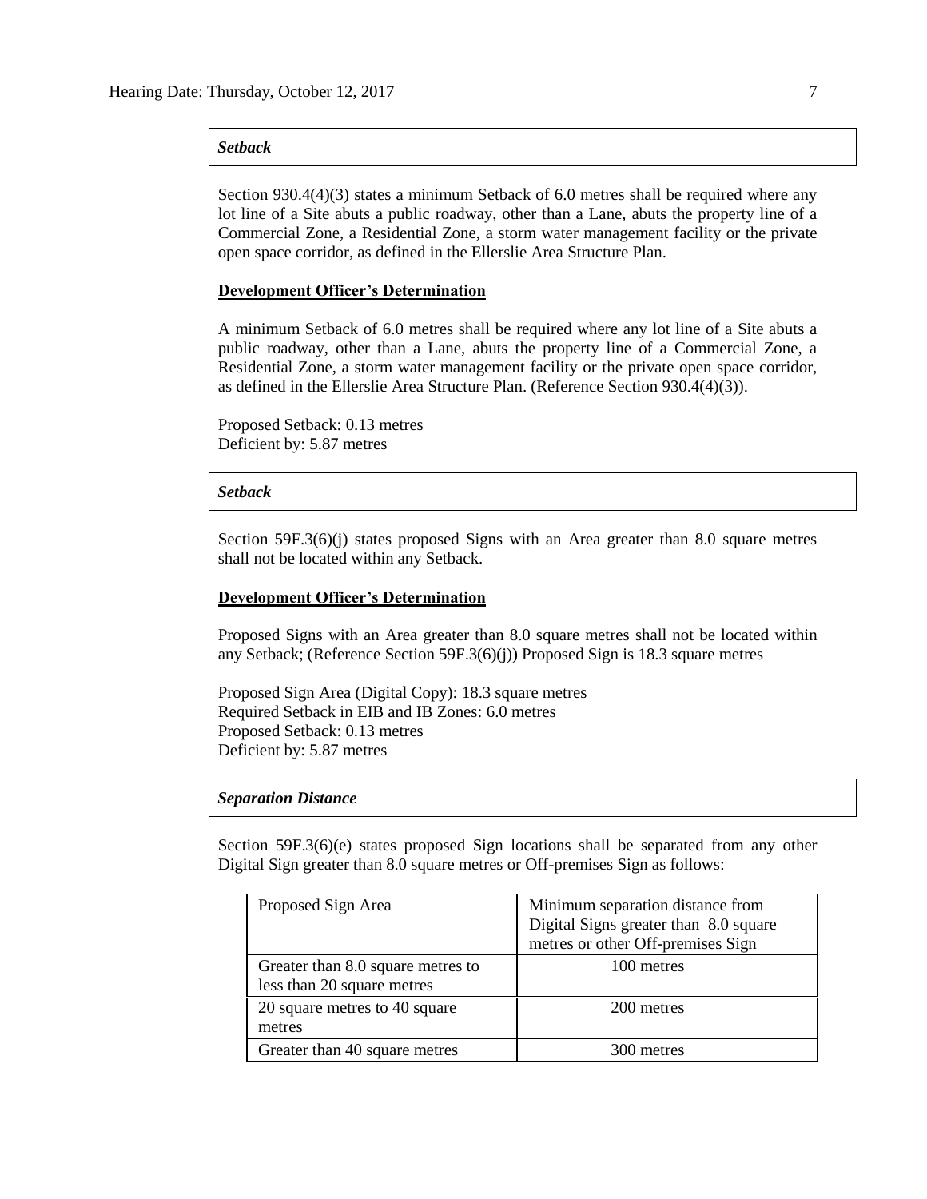*Setback*

Section 930.4(4)(3) states a minimum Setback of 6.0 metres shall be required where any lot line of a Site abuts a public roadway, other than a Lane, abuts the property line of a Commercial Zone, a Residential Zone, a storm water management facility or the private open space corridor, as defined in the Ellerslie Area Structure Plan.

**Development Officer's Determination**

A minimum Setback of 6.0 metres shall be required where any lot line of a Site abuts a public roadway, other than a Lane, abuts the property line of a Commercial Zone, a Residential Zone, a storm water management facility or the private open space corridor, as defined in the Ellerslie Area Structure Plan. (Reference Section 930.4(4)(3)).

Proposed Setback: 0.13 metres
Deficient by: 5.87 metres

*Setback*

Section 59F.3(6)(j) states proposed Signs with an Area greater than 8.0 square metres shall not be located within any Setback.

**Development Officer's Determination**

Proposed Signs with an Area greater than 8.0 square metres shall not be located within any Setback; (Reference Section 59F.3(6)(j)) Proposed Sign is 18.3 square metres

Proposed Sign Area (Digital Copy): 18.3 square metres
Required Setback in EIB and IB Zones: 6.0 metres
Proposed Setback: 0.13 metres
Deficient by: 5.87 metres

*Separation Distance*

Section 59F.3(6)(e) states proposed Sign locations shall be separated from any other Digital Sign greater than 8.0 square metres or Off-premises Sign as follows:

| Proposed Sign Area | Minimum separation distance from Digital Signs greater than 8.0 square metres or other Off-premises Sign |
|---|---|
| Greater than 8.0 square metres to less than 20 square metres | 100 metres |
| 20 square metres to 40 square metres | 200 metres |
| Greater than 40 square metres | 300 metres |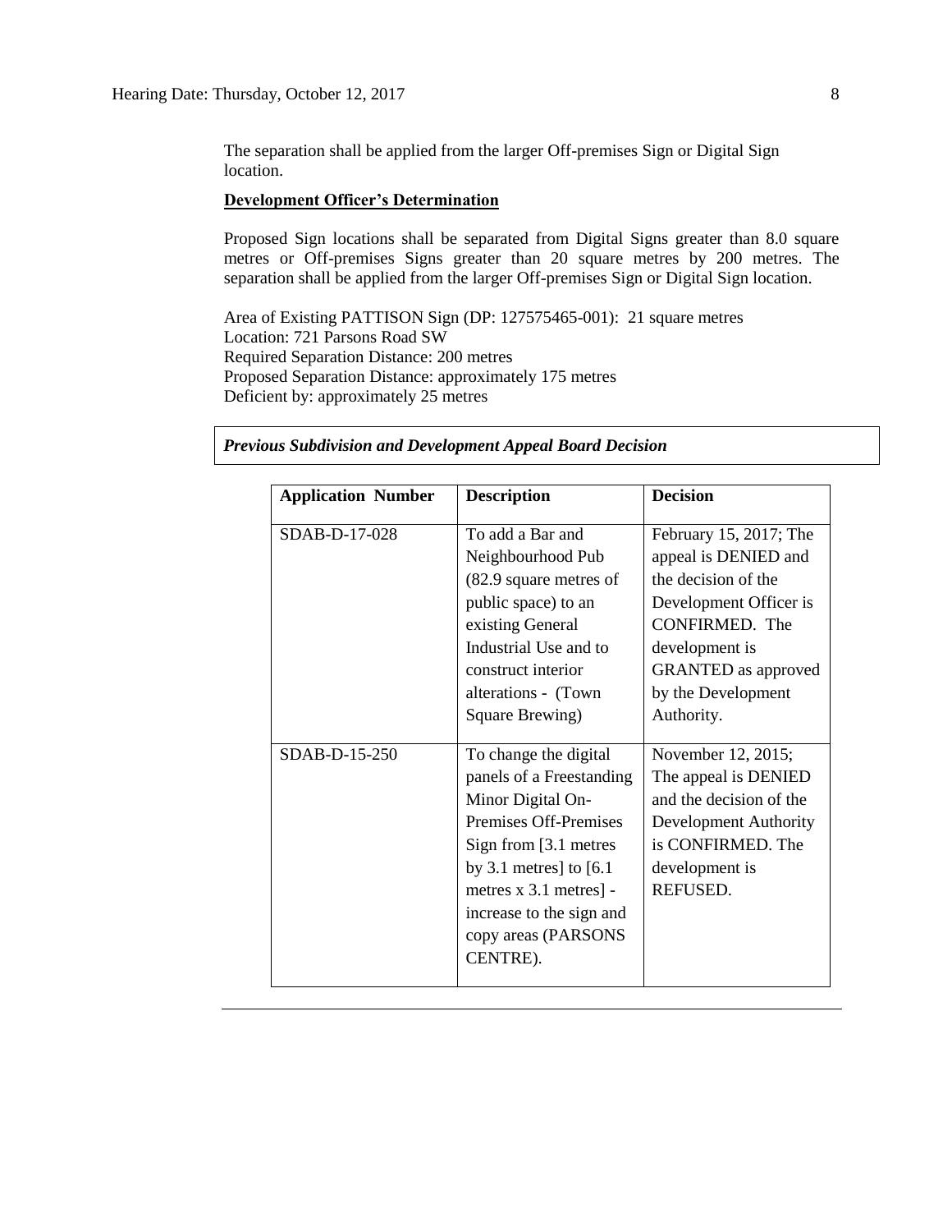The separation shall be applied from the larger Off-premises Sign or Digital Sign location.

**Development Officer's Determination**

Proposed Sign locations shall be separated from Digital Signs greater than 8.0 square metres or Off-premises Signs greater than 20 square metres by 200 metres. The separation shall be applied from the larger Off-premises Sign or Digital Sign location.

Area of Existing PATTISON Sign (DP: 127575465-001): 21 square metres
Location: 721 Parsons Road SW
Required Separation Distance: 200 metres
Proposed Separation Distance: approximately 175 metres
Deficient by: approximately 25 metres

***Previous Subdivision and Development Appeal Board Decision***

| Application Number | Description | Decision |
|---|---|---|
| SDAB-D-17-028 | To add a Bar and Neighbourhood Pub (82.9 square metres of public space) to an existing General Industrial Use and to construct interior alterations - (Town Square Brewing) | February 15, 2017; The appeal is DENIED and the decision of the Development Officer is CONFIRMED. The development is GRANTED as approved by the Development Authority. |
| SDAB-D-15-250 | To change the digital panels of a Freestanding Minor Digital On-Premises Off-Premises Sign from [3.1 metres by 3.1 metres] to [6.1 metres x 3.1 metres] - increase to the sign and copy areas (PARSONS CENTRE). | November 12, 2015; The appeal is DENIED and the decision of the Development Authority is CONFIRMED. The development is REFUSED. |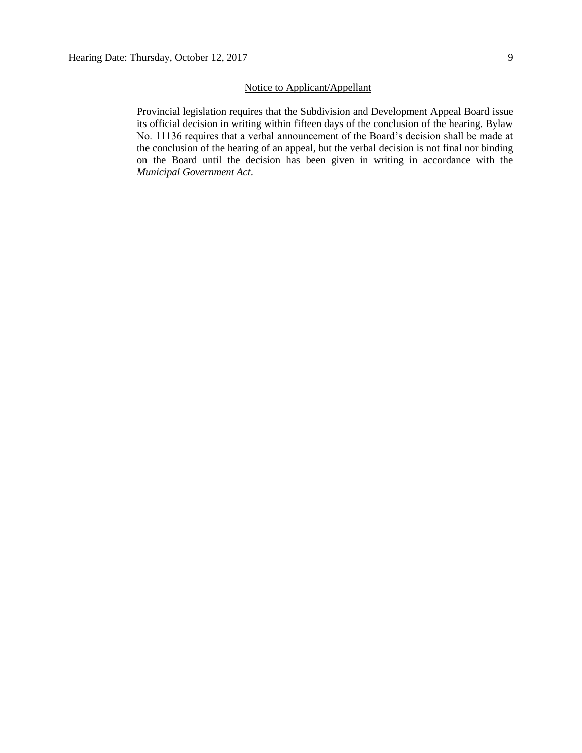<u>Notice to Applicant/Appellant</u>

Provincial legislation requires that the Subdivision and Development Appeal Board issue its official decision in writing within fifteen days of the conclusion of the hearing. Bylaw No. 11136 requires that a verbal announcement of the Board's decision shall be made at the conclusion of the hearing of an appeal, but the verbal decision is not final nor binding on the Board until the decision has been given in writing in accordance with the *Municipal Government Act*.

---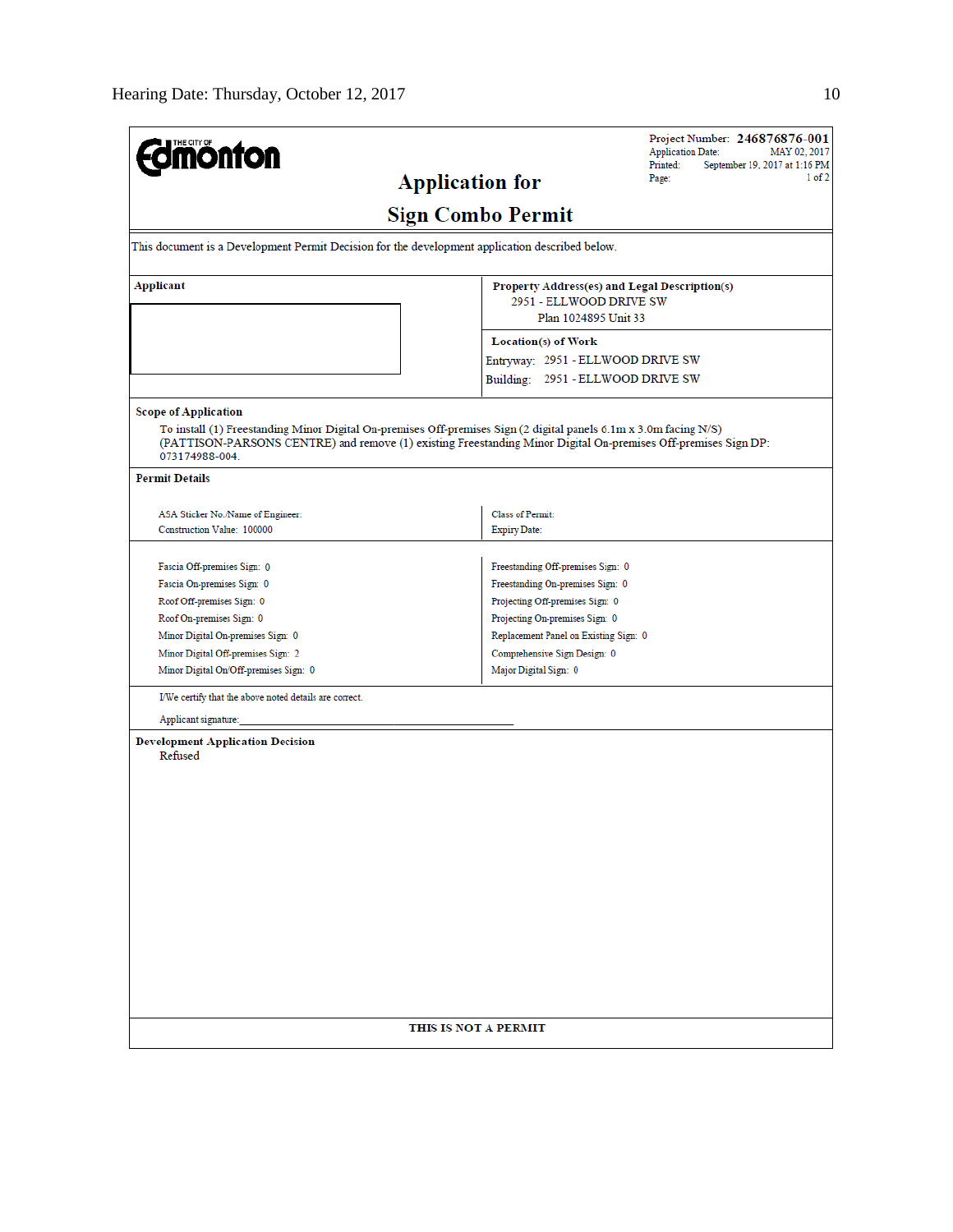**THE CITY OF Edmonton**

# Application for Sign Combo Permit

Project Number: **246876876-001**
Application Date: MAY 02, 2017
Printed: September 19, 2017 at 1:16 PM
Page: 1 of 2

This document is a Development Permit Decision for the development application described below.

**Applicant**

**Property Address(es) and Legal Description(s)**
2951 - ELLWOOD DRIVE SW
Plan 1024895 Unit 33

**Location(s) of Work**
Entryway: 2951 - ELLWOOD DRIVE SW
Building: 2951 - ELLWOOD DRIVE SW

**Scope of Application**

To install (1) Freestanding Minor Digital On-premises Off-premises Sign (2 digital panels 6.1m x 3.0m facing N/S) (PATTISON-PARSONS CENTRE) and remove (1) existing Freestanding Minor Digital On-premises Off-premises Sign DP: 073174988-004.

**Permit Details**

ASA Sticker No./Name of Engineer:
Construction Value: 100000

Class of Permit:
Expiry Date:

| | |
|---|---|
| Fascia Off-premises Sign: 0 | Freestanding Off-premises Sign: 0 |
| Fascia On-premises Sign: 0 | Freestanding On-premises Sign: 0 |
| Roof Off-premises Sign: 0 | Projecting Off-premises Sign: 0 |
| Roof On-premises Sign: 0 | Projecting On-premises Sign: 0 |
| Minor Digital On-premises Sign: 0 | Replacement Panel on Existing Sign: 0 |
| Minor Digital Off-premises Sign: 2 | Comprehensive Sign Design: 0 |
| Minor Digital On/Off-premises Sign: 0 | Major Digital Sign: 0 |

I/We certify that the above noted details are correct.

Applicant signature:_______________________________

**Development Application Decision**
Refused

**THIS IS NOT A PERMIT**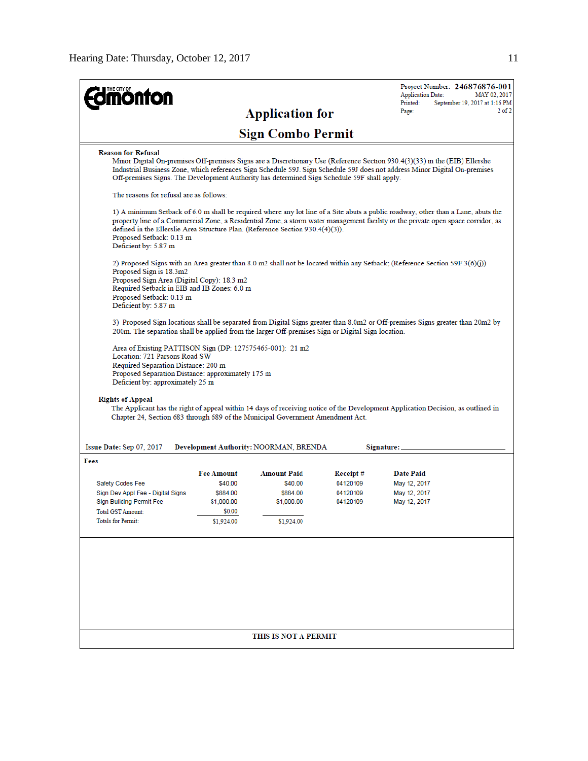Project Number: **246876876-001**
Application Date: MAY 02, 2017
Printed: September 19, 2017 at 1:16 PM
Page: 2 of 2

# Application for Sign Combo Permit

**Reason for Refusal**

Minor Digital On-premises Off-premises Signs are a Discretionary Use (Reference Section 930.4(3)(33) in the (EIB) Ellerslie Industrial Business Zone, which references Sign Schedule 59J. Sign Schedule 59J does not address Minor Digital On-premises Off-premises Signs. The Development Authority has determined Sign Schedule 59F shall apply.

The reasons for refusal are as follows:

1) A minimum Setback of 6.0 m shall be required where any lot line of a Site abuts a public roadway, other than a Lane, abuts the property line of a Commercial Zone, a Residential Zone, a storm water management facility or the private open space corridor, as defined in the Ellerslie Area Structure Plan. (Reference Section 930.4(4)(3)).
Proposed Setback: 0.13 m
Deficient by: 5.87 m

2) Proposed Signs with an Area greater than 8.0 m2 shall not be located within any Setback; (Reference Section 59F 3(6)(j))
Proposed Sign is 18.3m2
Proposed Sign Area (Digital Copy): 18.3 m2
Required Setback in EIB and IB Zones: 6.0 m
Proposed Setback: 0.13 m
Deficient by: 5.87 m

3) Proposed Sign locations shall be separated from Digital Signs greater than 8.0m2 or Off-premises Signs greater than 20m2 by 200m. The separation shall be applied from the larger Off-premises Sign or Digital Sign location.

Area of Existing PATTISON Sign (DP: 127575465-001): 21 m2
Location: 721 Parsons Road SW
Required Separation Distance: 200 m
Proposed Separation Distance: approximately 175 m
Deficient by: approximately 25 m

**Rights of Appeal**

The Applicant has the right of appeal within 14 days of receiving notice of the Development Application Decision, as outlined in Chapter 24, Section 683 through 689 of the Municipal Government Amendment Act.

**Issue Date:** Sep 07, 2017 **Development Authority:** NOORMAN, BRENDA **Signature:** ____________________

**Fees**

| | Fee Amount | Amount Paid | Receipt # | Date Paid |
|---|---|---|---|---|
| Safety Codes Fee | $40.00 | $40.00 | 04120109 | May 12, 2017 |
| Sign Dev Appl Fee - Digital Signs | $884.00 | $884.00 | 04120109 | May 12, 2017 |
| Sign Building Permit Fee | $1,000.00 | $1,000.00 | 04120109 | May 12, 2017 |
| Total GST Amount: | $0.00 | | | |
| Totals for Permit: | $1,924.00 | $1,924.00 | | |

**THIS IS NOT A PERMIT**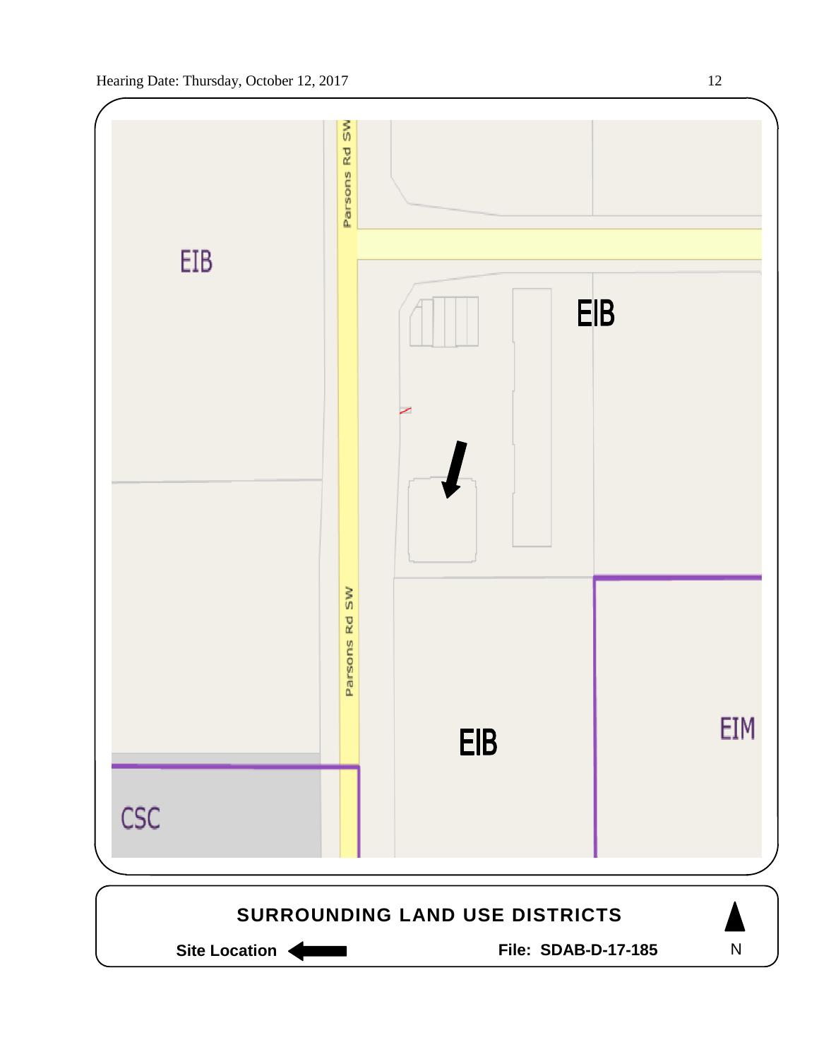EIB

Parsons Rd SW

EIB

Parsons Rd SW

EIB

EIM

CSC

**SURROUNDING LAND USE DISTRICTS**

**Site Location** ⬅

**File: SDAB-D-17-185**

N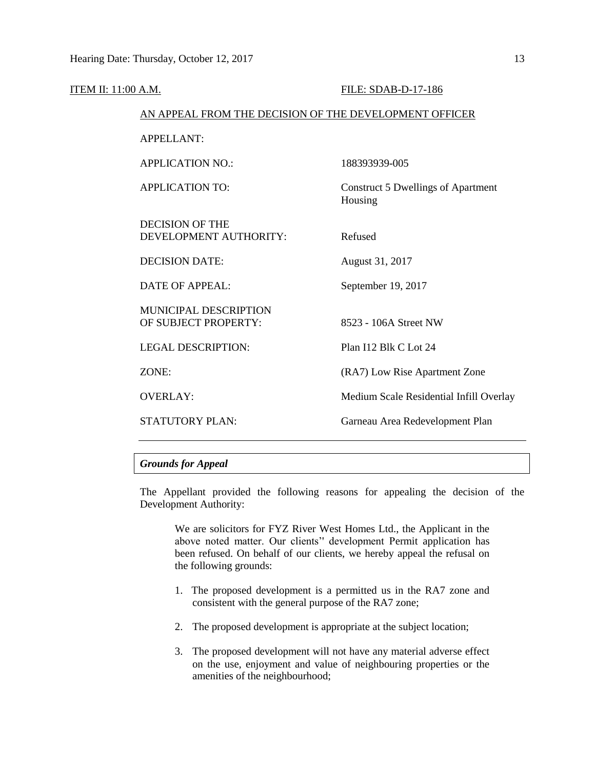ITEM II: 11:00 A.M. FILE: SDAB-D-17-186

AN APPEAL FROM THE DECISION OF THE DEVELOPMENT OFFICER

| | |
|---|---|
| APPELLANT: | |
| APPLICATION NO.: | 188393939-005 |
| APPLICATION TO: | Construct 5 Dwellings of Apartment Housing |
| DECISION OF THE DEVELOPMENT AUTHORITY: | Refused |
| DECISION DATE: | August 31, 2017 |
| DATE OF APPEAL: | September 19, 2017 |
| MUNICIPAL DESCRIPTION OF SUBJECT PROPERTY: | 8523 - 106A Street NW |
| LEGAL DESCRIPTION: | Plan I12 Blk C Lot 24 |
| ZONE: | (RA7) Low Rise Apartment Zone |
| OVERLAY: | Medium Scale Residential Infill Overlay |
| STATUTORY PLAN: | Garneau Area Redevelopment Plan |

---

### *Grounds for Appeal*

The Appellant provided the following reasons for appealing the decision of the Development Authority:

> We are solicitors for FYZ River West Homes Ltd., the Applicant in the above noted matter. Our clients'' development Permit application has been refused. On behalf of our clients, we hereby appeal the refusal on the following grounds:
>
> 1. The proposed development is a permitted us in the RA7 zone and consistent with the general purpose of the RA7 zone;
>
> 2. The proposed development is appropriate at the subject location;
>
> 3. The proposed development will not have any material adverse effect on the use, enjoyment and value of neighbouring properties or the amenities of the neighbourhood;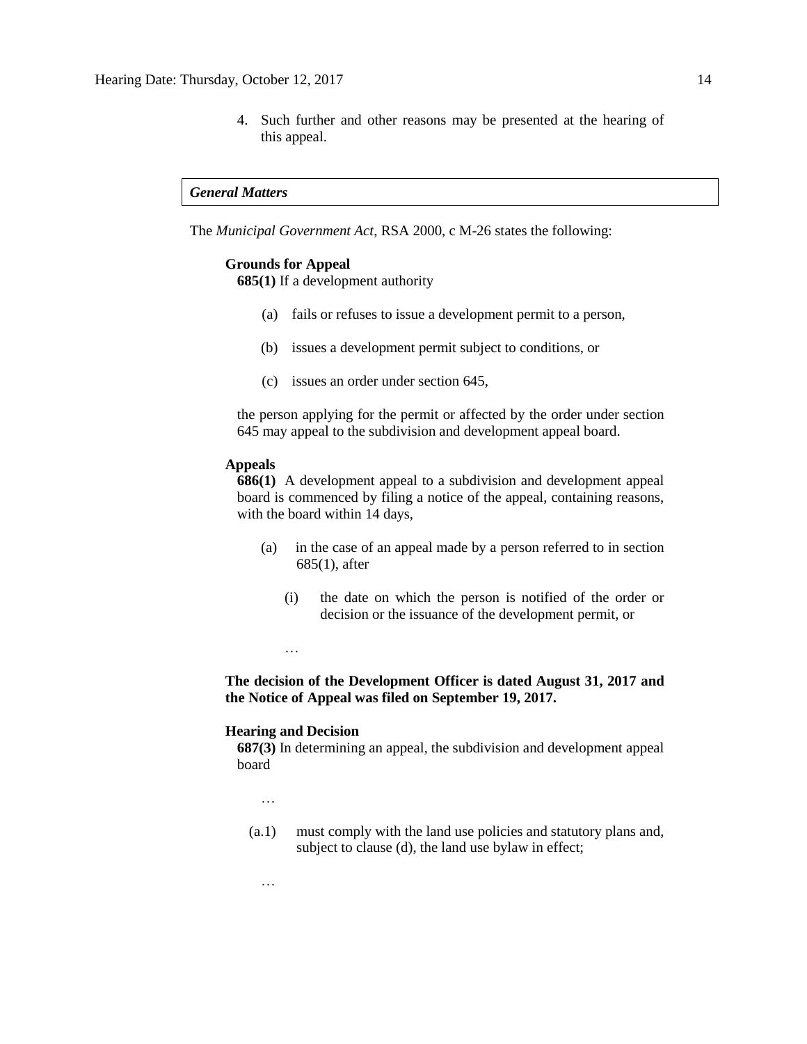4. Such further and other reasons may be presented at the hearing of this appeal.

***General Matters***

The *Municipal Government Act*, RSA 2000, c M-26 states the following:

**Grounds for Appeal**

**685(1)** If a development authority

(a) fails or refuses to issue a development permit to a person,

(b) issues a development permit subject to conditions, or

(c) issues an order under section 645,

the person applying for the permit or affected by the order under section 645 may appeal to the subdivision and development appeal board.

**Appeals**

**686(1)** A development appeal to a subdivision and development appeal board is commenced by filing a notice of the appeal, containing reasons, with the board within 14 days,

(a) in the case of an appeal made by a person referred to in section 685(1), after

(i) the date on which the person is notified of the order or decision or the issuance of the development permit, or

…

**The decision of the Development Officer is dated August 31, 2017 and the Notice of Appeal was filed on September 19, 2017.**

**Hearing and Decision**

**687(3)** In determining an appeal, the subdivision and development appeal board

…

(a.1) must comply with the land use policies and statutory plans and, subject to clause (d), the land use bylaw in effect;

…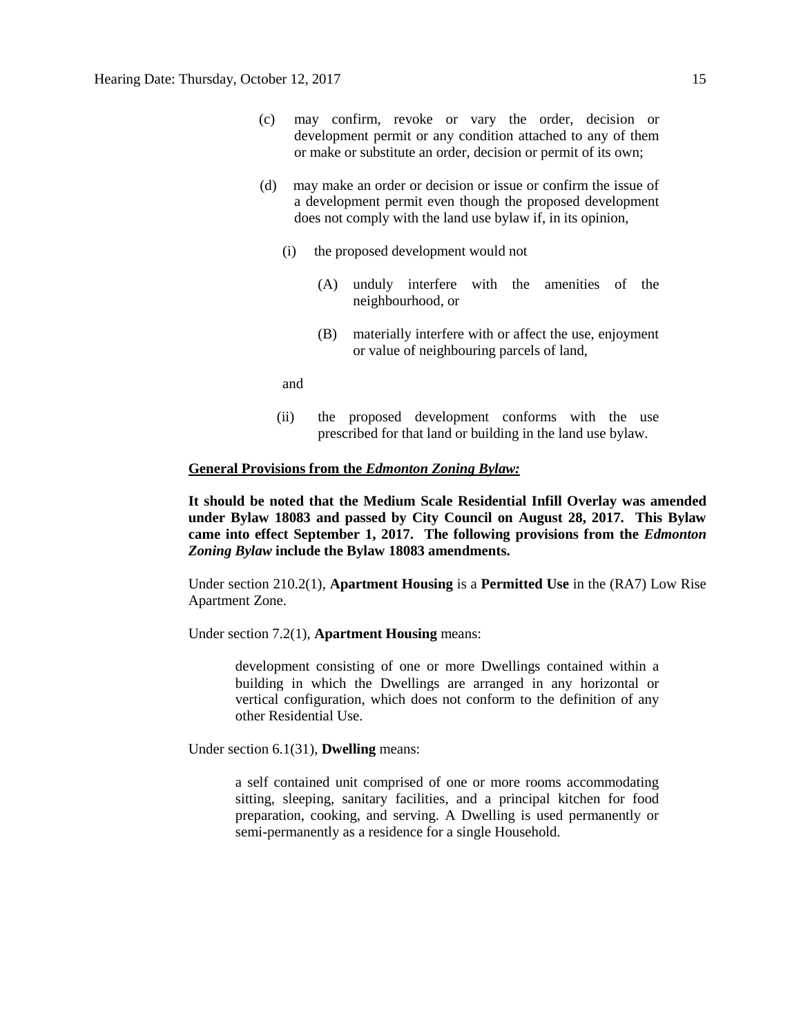(c) may confirm, revoke or vary the order, decision or development permit or any condition attached to any of them or make or substitute an order, decision or permit of its own;

(d) may make an order or decision or issue or confirm the issue of a development permit even though the proposed development does not comply with the land use bylaw if, in its opinion,

(i) the proposed development would not

(A) unduly interfere with the amenities of the neighbourhood, or

(B) materially interfere with or affect the use, enjoyment or value of neighbouring parcels of land,

and

(ii) the proposed development conforms with the use prescribed for that land or building in the land use bylaw.

**General Provisions from the *Edmonton Zoning Bylaw:***

**It should be noted that the Medium Scale Residential Infill Overlay was amended under Bylaw 18083 and passed by City Council on August 28, 2017. This Bylaw came into effect September 1, 2017. The following provisions from the *Edmonton Zoning Bylaw* include the Bylaw 18083 amendments.**

Under section 210.2(1), **Apartment Housing** is a **Permitted Use** in the (RA7) Low Rise Apartment Zone.

Under section 7.2(1), **Apartment Housing** means:

> development consisting of one or more Dwellings contained within a building in which the Dwellings are arranged in any horizontal or vertical configuration, which does not conform to the definition of any other Residential Use.

Under section 6.1(31), **Dwelling** means:

> a self contained unit comprised of one or more rooms accommodating sitting, sleeping, sanitary facilities, and a principal kitchen for food preparation, cooking, and serving. A Dwelling is used permanently or semi-permanently as a residence for a single Household.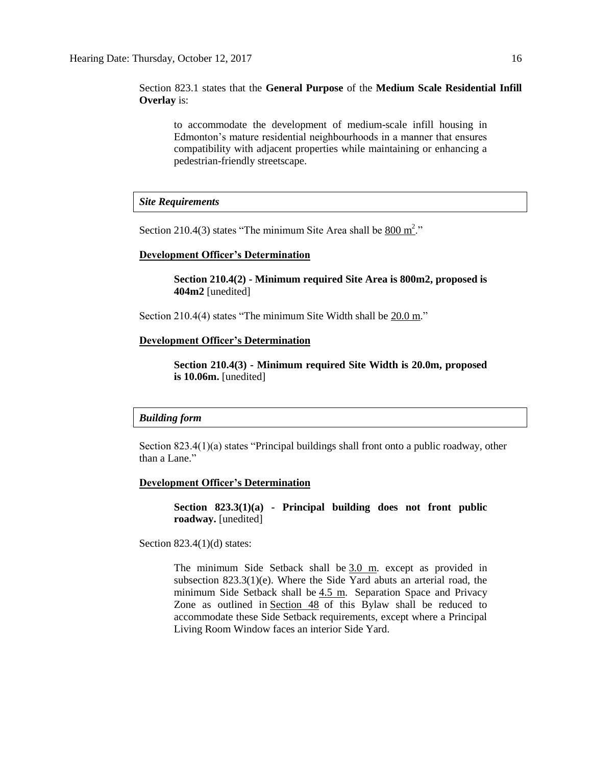Section 823.1 states that the **General Purpose** of the **Medium Scale Residential Infill Overlay** is:

> to accommodate the development of medium-scale infill housing in Edmonton's mature residential neighbourhoods in a manner that ensures compatibility with adjacent properties while maintaining or enhancing a pedestrian-friendly streetscape.

***Site Requirements***

Section 210.4(3) states "The minimum Site Area shall be 800 $m^2$."

**Development Officer's Determination**

> **Section 210.4(2) - Minimum required Site Area is 800m2, proposed is 404m2** [unedited]

Section 210.4(4) states "The minimum Site Width shall be 20.0 m."

**Development Officer's Determination**

> **Section 210.4(3) - Minimum required Site Width is 20.0m, proposed is 10.06m.** [unedited]

***Building form***

Section 823.4(1)(a) states "Principal buildings shall front onto a public roadway, other than a Lane."

**Development Officer's Determination**

> **Section 823.3(1)(a) - Principal building does not front public roadway.** [unedited]

Section 823.4(1)(d) states:

> The minimum Side Setback shall be 3.0 m. except as provided in subsection 823.3(1)(e). Where the Side Yard abuts an arterial road, the minimum Side Setback shall be 4.5 m. Separation Space and Privacy Zone as outlined in Section 48 of this Bylaw shall be reduced to accommodate these Side Setback requirements, except where a Principal Living Room Window faces an interior Side Yard.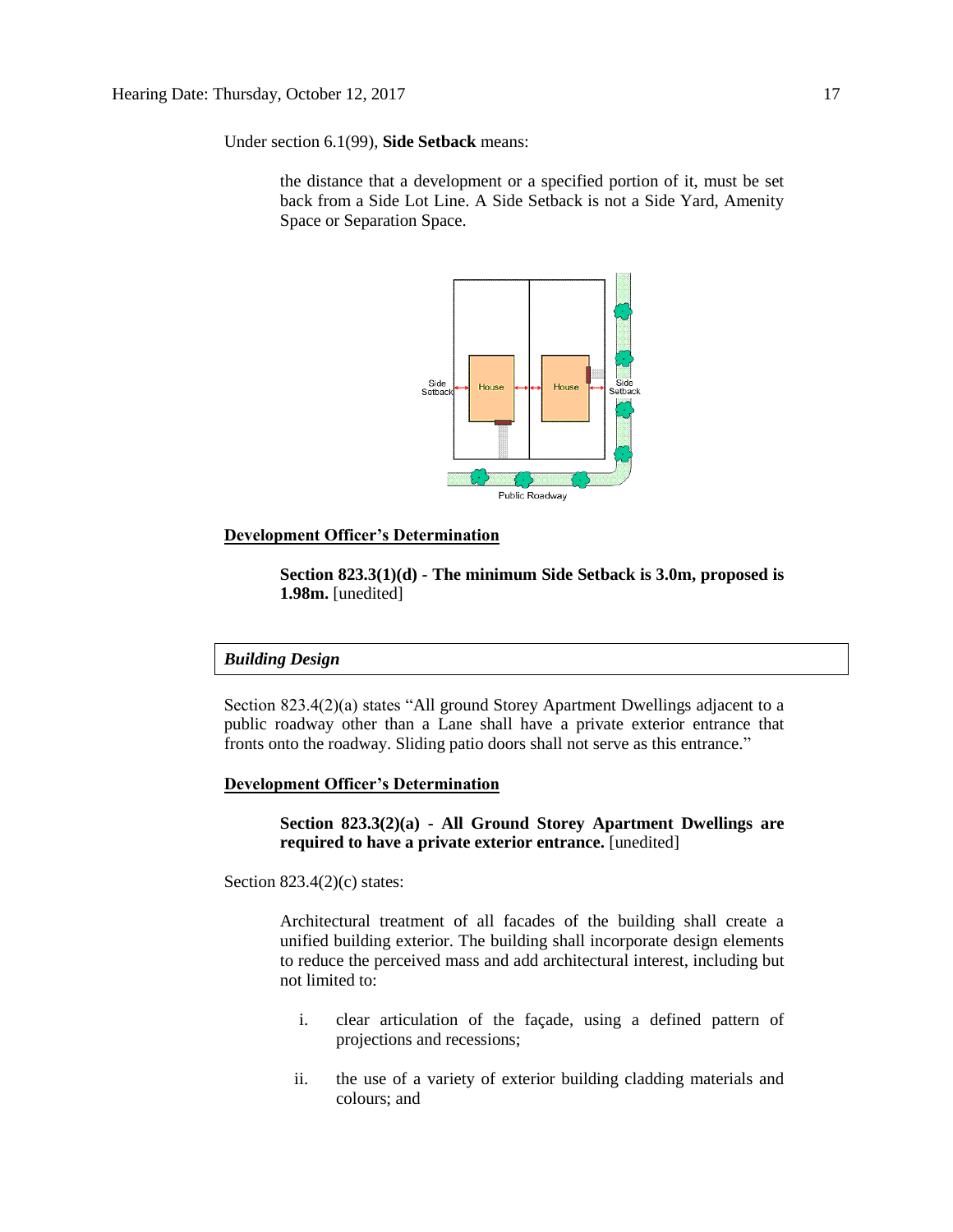Under section 6.1(99), **Side Setback** means:

> the distance that a development or a specified portion of it, must be set back from a Side Lot Line. A Side Setback is not a Side Yard, Amenity Space or Separation Space.

**Development Officer's Determination**

> **Section 823.3(1)(d) - The minimum Side Setback is 3.0m, proposed is 1.98m.** [unedited]

***Building Design***

Section 823.4(2)(a) states "All ground Storey Apartment Dwellings adjacent to a public roadway other than a Lane shall have a private exterior entrance that fronts onto the roadway. Sliding patio doors shall not serve as this entrance."

**Development Officer's Determination**

> **Section 823.3(2)(a) - All Ground Storey Apartment Dwellings are required to have a private exterior entrance.** [unedited]

Section 823.4(2)(c) states:

> Architectural treatment of all facades of the building shall create a unified building exterior. The building shall incorporate design elements to reduce the perceived mass and add architectural interest, including but not limited to:
>
> i. clear articulation of the façade, using a defined pattern of projections and recessions;
>
> ii. the use of a variety of exterior building cladding materials and colours; and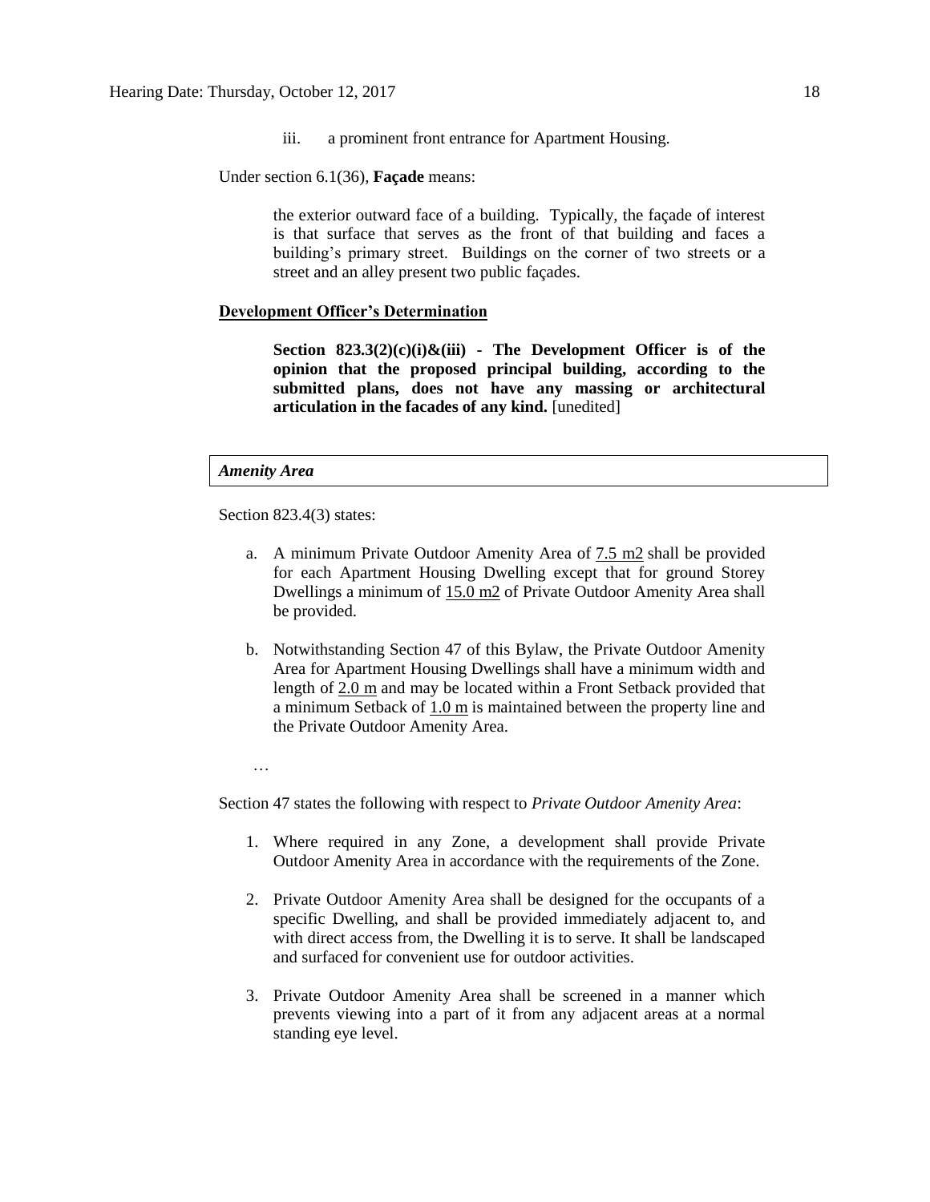iii. a prominent front entrance for Apartment Housing.

Under section 6.1(36), **Façade** means:

> the exterior outward face of a building. Typically, the façade of interest is that surface that serves as the front of that building and faces a building's primary street. Buildings on the corner of two streets or a street and an alley present two public façades.

**Development Officer's Determination**

> **Section 823.3(2)(c)(i)&(iii) - The Development Officer is of the opinion that the proposed principal building, according to the submitted plans, does not have any massing or architectural articulation in the facades of any kind.** [unedited]

***Amenity Area***

Section 823.4(3) states:

a. A minimum Private Outdoor Amenity Area of 7.5 m2 shall be provided for each Apartment Housing Dwelling except that for ground Storey Dwellings a minimum of 15.0 m2 of Private Outdoor Amenity Area shall be provided.

b. Notwithstanding Section 47 of this Bylaw, the Private Outdoor Amenity Area for Apartment Housing Dwellings shall have a minimum width and length of 2.0 m and may be located within a Front Setback provided that a minimum Setback of 1.0 m is maintained between the property line and the Private Outdoor Amenity Area.

…

Section 47 states the following with respect to *Private Outdoor Amenity Area*:

1. Where required in any Zone, a development shall provide Private Outdoor Amenity Area in accordance with the requirements of the Zone.
2. Private Outdoor Amenity Area shall be designed for the occupants of a specific Dwelling, and shall be provided immediately adjacent to, and with direct access from, the Dwelling it is to serve. It shall be landscaped and surfaced for convenient use for outdoor activities.
3. Private Outdoor Amenity Area shall be screened in a manner which prevents viewing into a part of it from any adjacent areas at a normal standing eye level.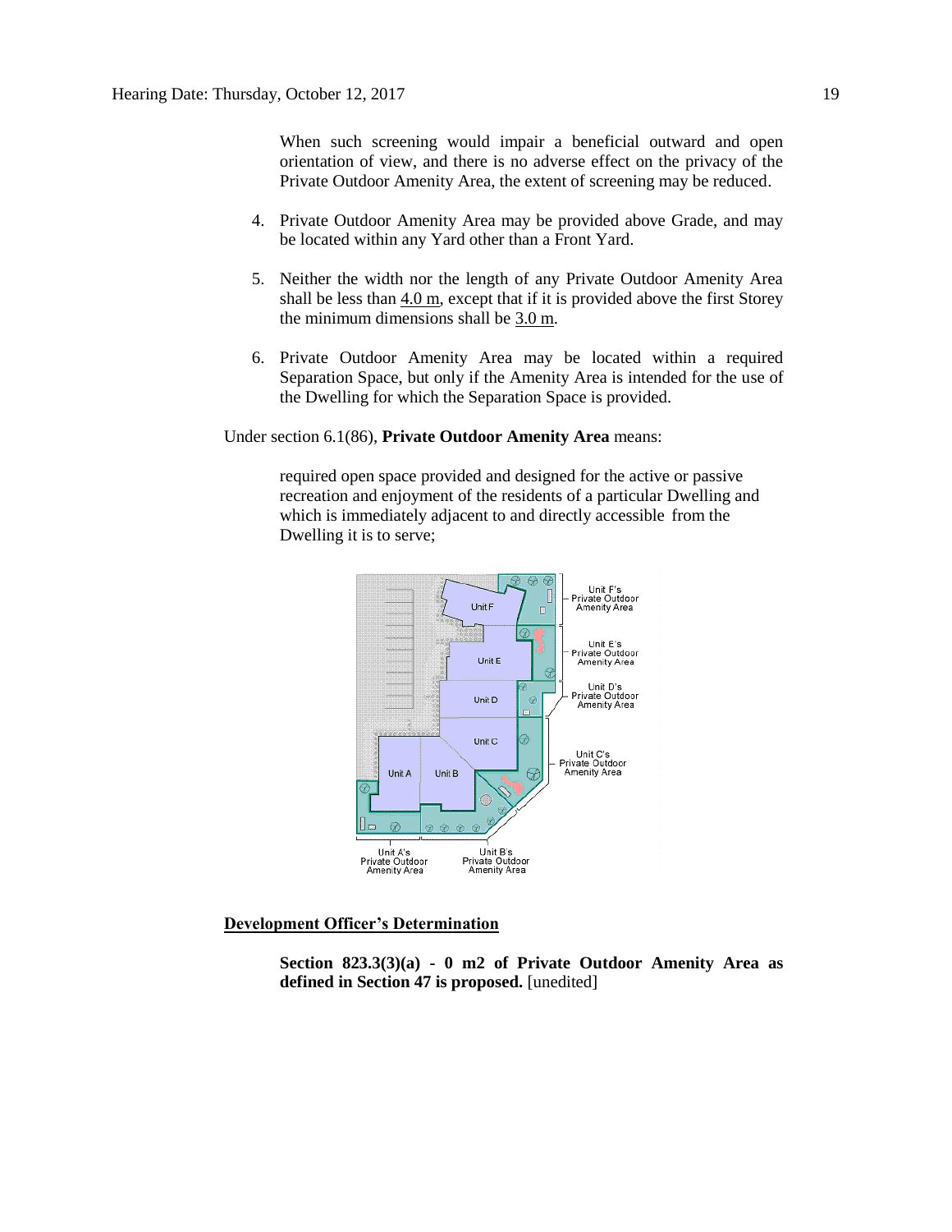When such screening would impair a beneficial outward and open orientation of view, and there is no adverse effect on the privacy of the Private Outdoor Amenity Area, the extent of screening may be reduced.

4. Private Outdoor Amenity Area may be provided above Grade, and may be located within any Yard other than a Front Yard.

5. Neither the width nor the length of any Private Outdoor Amenity Area shall be less than 4.0 m, except that if it is provided above the first Storey the minimum dimensions shall be 3.0 m.

6. Private Outdoor Amenity Area may be located within a required Separation Space, but only if the Amenity Area is intended for the use of the Dwelling for which the Separation Space is provided.

Under section 6.1(86), **Private Outdoor Amenity Area** means:

> required open space provided and designed for the active or passive recreation and enjoyment of the residents of a particular Dwelling and which is immediately adjacent to and directly accessible from the Dwelling it is to serve;

Unit F's Private Outdoor Amenity Area

Unit E's Private Outdoor Amenity Area

Unit D's Private Outdoor Amenity Area

Unit C's Private Outdoor Amenity Area

Unit A's Private Outdoor Amenity Area

Unit B's Private Outdoor Amenity Area

**Development Officer's Determination**

> **Section 823.3(3)(a) - 0 m2 of Private Outdoor Amenity Area as defined in Section 47 is proposed.** [unedited]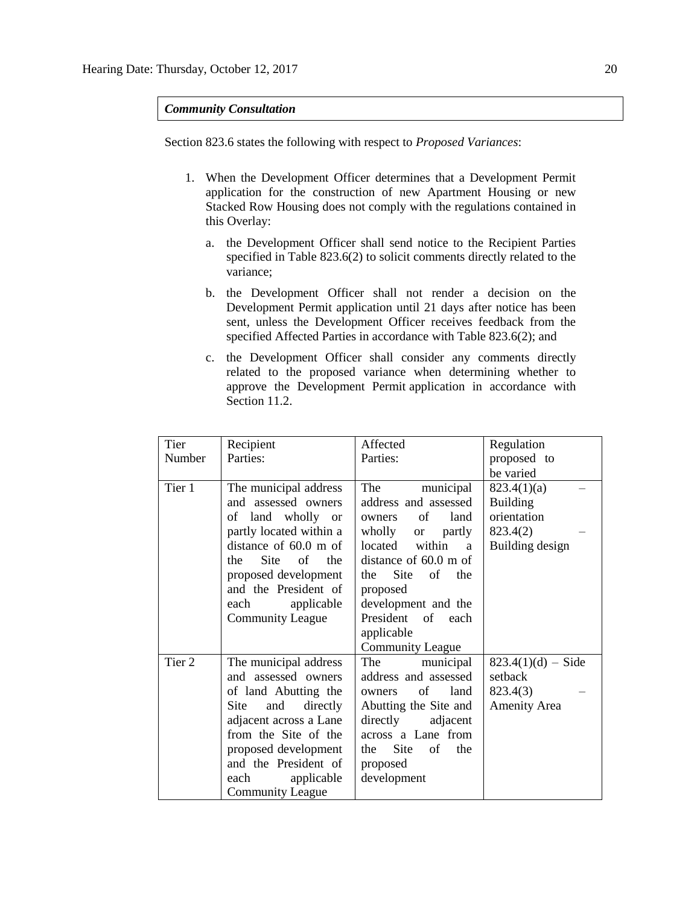***Community Consultation***

Section 823.6 states the following with respect to *Proposed Variances*:

1. When the Development Officer determines that a Development Permit application for the construction of new Apartment Housing or new Stacked Row Housing does not comply with the regulations contained in this Overlay:

   a. the Development Officer shall send notice to the Recipient Parties specified in Table 823.6(2) to solicit comments directly related to the variance;

   b. the Development Officer shall not render a decision on the Development Permit application until 21 days after notice has been sent, unless the Development Officer receives feedback from the specified Affected Parties in accordance with Table 823.6(2); and

   c. the Development Officer shall consider any comments directly related to the proposed variance when determining whether to approve the Development Permit application in accordance with Section 11.2.

| Tier Number | Recipient Parties: | Affected Parties: | Regulation proposed to be varied |
|---|---|---|---|
| Tier 1 | The municipal address and assessed owners of land wholly or partly located within a distance of 60.0 m of the Site of the proposed development and the President of each applicable Community League | The municipal address and assessed owners of land wholly or partly located within a distance of 60.0 m of the Site of the proposed development and the President of each applicable Community League | 823.4(1)(a) – Building orientation<br>823.4(2) – Building design |
| Tier 2 | The municipal address and assessed owners of land Abutting the Site and directly adjacent across a Lane from the Site of the proposed development and the President of each applicable Community League | The municipal address and assessed owners of land Abutting the Site and directly adjacent across a Lane from the Site of the proposed development | 823.4(1)(d) – Side setback<br>823.4(3) – Amenity Area |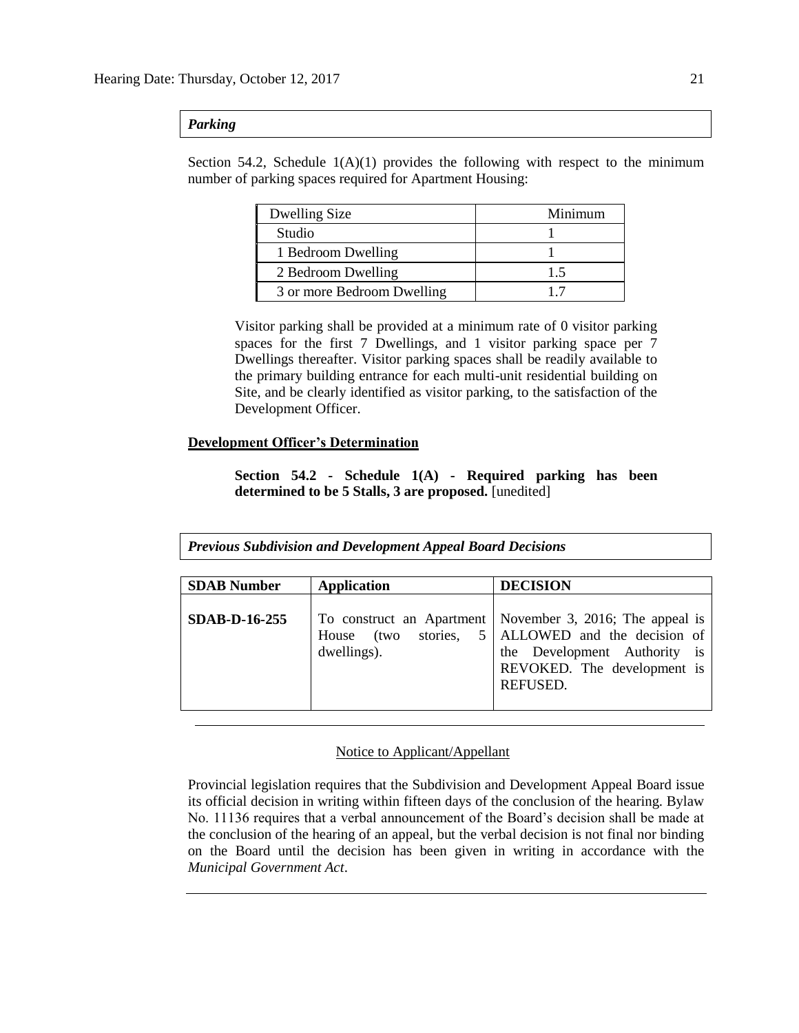***Parking***

Section 54.2, Schedule 1(A)(1) provides the following with respect to the minimum number of parking spaces required for Apartment Housing:

| Dwelling Size | Minimum |
|---|---|
| Studio | 1 |
| 1 Bedroom Dwelling | 1 |
| 2 Bedroom Dwelling | 1.5 |
| 3 or more Bedroom Dwelling | 1.7 |

> Visitor parking shall be provided at a minimum rate of 0 visitor parking spaces for the first 7 Dwellings, and 1 visitor parking space per 7 Dwellings thereafter. Visitor parking spaces shall be readily available to the primary building entrance for each multi-unit residential building on Site, and be clearly identified as visitor parking, to the satisfaction of the Development Officer.

**Development Officer's Determination**

> **Section 54.2 - Schedule 1(A) - Required parking has been determined to be 5 Stalls, 3 are proposed.** [unedited]

***Previous Subdivision and Development Appeal Board Decisions***

| SDAB Number | Application | DECISION |
|---|---|---|
| **SDAB-D-16-255** | To construct an Apartment House (two stories, 5 dwellings). | November 3, 2016; The appeal is ALLOWED and the decision of the Development Authority is REVOKED. The development is REFUSED. |

---

Notice to Applicant/Appellant

Provincial legislation requires that the Subdivision and Development Appeal Board issue its official decision in writing within fifteen days of the conclusion of the hearing. Bylaw No. 11136 requires that a verbal announcement of the Board's decision shall be made at the conclusion of the hearing of an appeal, but the verbal decision is not final nor binding on the Board until the decision has been given in writing in accordance with the *Municipal Government Act*.

---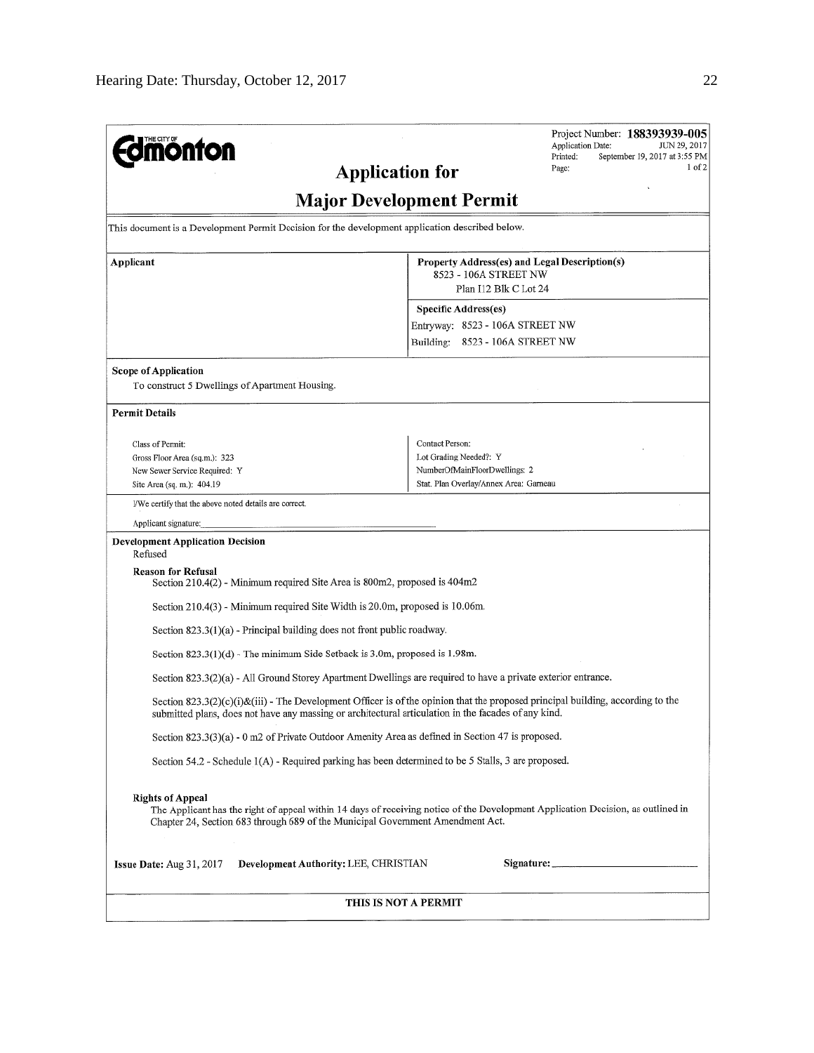Project Number: **188393939-005**
Application Date: JUN 29, 2017
Printed: September 19, 2017 at 3:55 PM
Page: 1 of 2

# Application for Major Development Permit

This document is a Development Permit Decision for the development application described below.

**Applicant**

**Property Address(es) and Legal Description(s)**
8523 - 106A STREET NW
Plan I12 Blk C Lot 24

**Specific Address(es)**
Entryway: 8523 - 106A STREET NW
Building: 8523 - 106A STREET NW

**Scope of Application**
To construct 5 Dwellings of Apartment Housing.

**Permit Details**

| | |
|---|---|
| Class of Permit: | Contact Person: |
| Gross Floor Area (sq.m.): 323 | Lot Grading Needed?: Y |
| New Sewer Service Required: Y | NumberOfMainFloorDwellings: 2 |
| Site Area (sq. m.): 404.19 | Stat. Plan Overlay/Annex Area: Garneau |

I/We certify that the above noted details are correct.

Applicant signature:

**Development Application Decision**
Refused

**Reason for Refusal**

Section 210.4(2) - Minimum required Site Area is 800m2, proposed is 404m2

Section 210.4(3) - Minimum required Site Width is 20.0m, proposed is 10.06m.

Section 823.3(1)(a) - Principal building does not front public roadway.

Section 823.3(1)(d) - The minimum Side Setback is 3.0m, proposed is 1.98m.

Section 823.3(2)(a) - All Ground Storey Apartment Dwellings are required to have a private exterior entrance.

Section 823.3(2)(c)(i)&(iii) - The Development Officer is of the opinion that the proposed principal building, according to the submitted plans, does not have any massing or architectural articulation in the facades of any kind.

Section 823.3(3)(a) - 0 m2 of Private Outdoor Amenity Area as defined in Section 47 is proposed.

Section 54.2 - Schedule 1(A) - Required parking has been determined to be 5 Stalls, 3 are proposed.

**Rights of Appeal**
The Applicant has the right of appeal within 14 days of receiving notice of the Development Application Decision, as outlined in Chapter 24, Section 683 through 689 of the Municipal Government Amendment Act.

**Issue Date:** Aug 31, 2017 **Development Authority:** LEE, CHRISTIAN **Signature:**

**THIS IS NOT A PERMIT**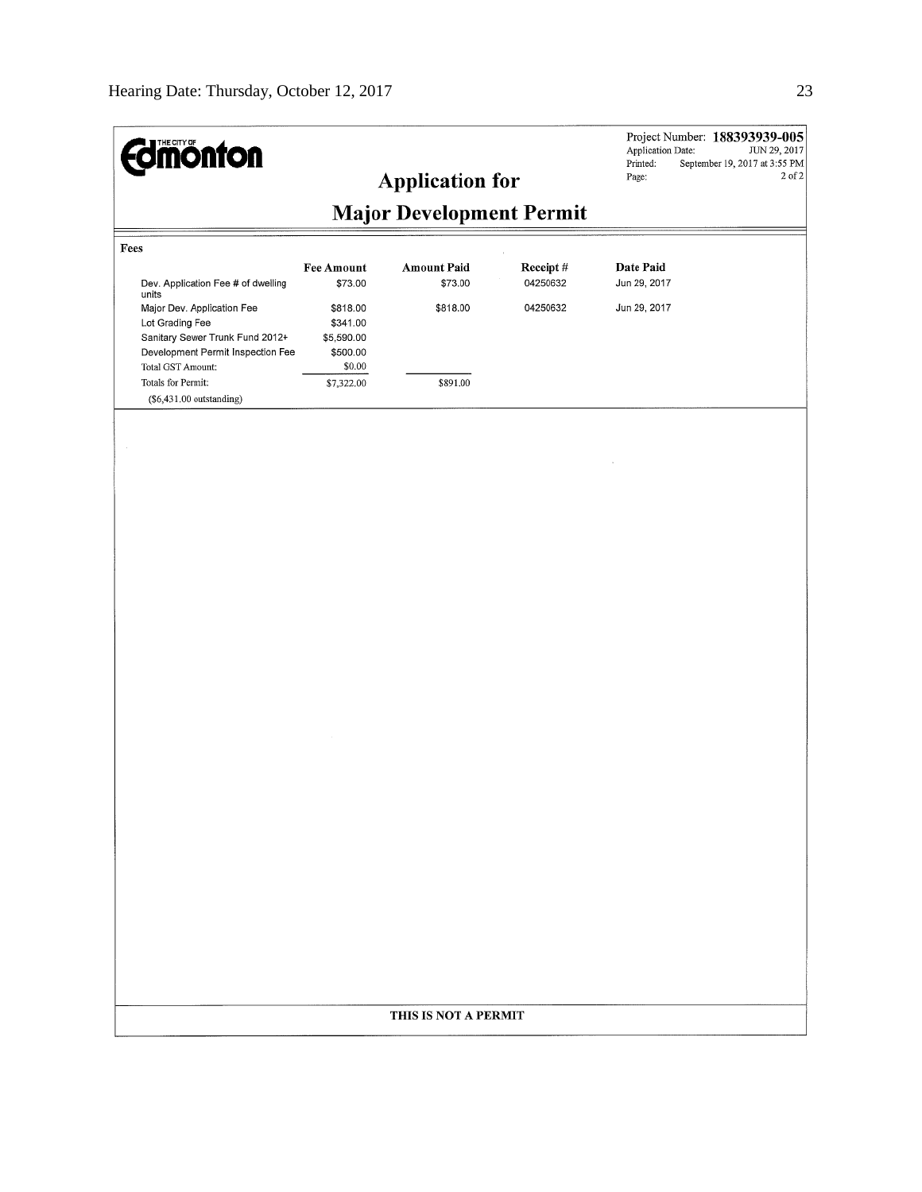Project Number: **188393939-005**
Application Date: JUN 29, 2017
Printed: September 19, 2017 at 3:55 PM
Page: 2 of 2

# Application for Major Development Permit

**Fees**

| | Fee Amount | Amount Paid | Receipt # | Date Paid |
|---|---|---|---|---|
| Dev. Application Fee # of dwelling units | $73.00 | $73.00 | 04250632 | Jun 29, 2017 |
| Major Dev. Application Fee | $818.00 | $818.00 | 04250632 | Jun 29, 2017 |
| Lot Grading Fee | $341.00 | | | |
| Sanitary Sewer Trunk Fund 2012+ | $5,590.00 | | | |
| Development Permit Inspection Fee | $500.00 | | | |
| Total GST Amount: | $0.00 | | | |
| Totals for Permit: | $7,322.00 | $891.00 | | |
| ($6,431.00 outstanding) | | | | |

**THIS IS NOT A PERMIT**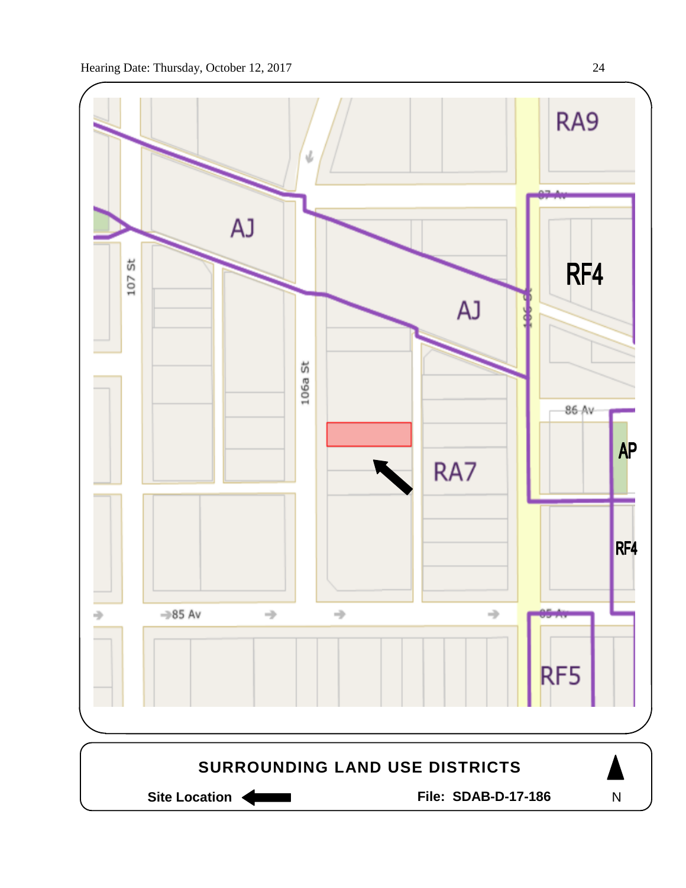RA9

AJ

AJ

RF4

107 St

106a St

106 St

87 Av

86 Av

85 Av

AP

RA7

RF4

RF5

**SURROUNDING LAND USE DISTRICTS**

**Site Location** ←

**File: SDAB-D-17-186**

N